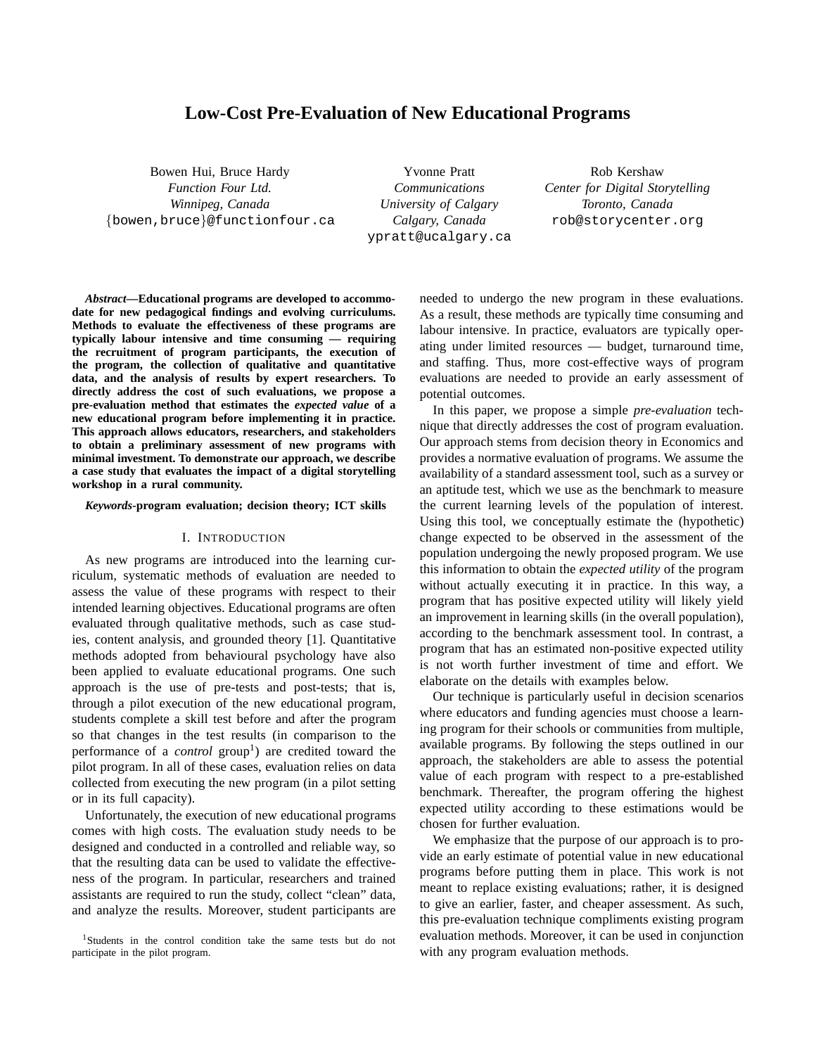# Low-Cost Pre-Evaluation of New Educational Programs

Bowen Hui, Bruce Hardy
*Function Four Ltd.*
*Winnipeg, Canada*
{bowen,bruce}@functionfour.ca

Yvonne Pratt
*Communications*
*University of Calgary*
*Calgary, Canada*
ypratt@ucalgary.ca

Rob Kershaw
*Center for Digital Storytelling*
*Toronto, Canada*
rob@storycenter.org

***Abstract*—Educational programs are developed to accommodate for new pedagogical findings and evolving curriculums. Methods to evaluate the effectiveness of these programs are typically labour intensive and time consuming — requiring the recruitment of program participants, the execution of the program, the collection of qualitative and quantitative data, and the analysis of results by expert researchers. To directly address the cost of such evaluations, we propose a pre-evaluation method that estimates the *expected value* of a new educational program before implementing it in practice. This approach allows educators, researchers, and stakeholders to obtain a preliminary assessment of new programs with minimal investment. To demonstrate our approach, we describe a case study that evaluates the impact of a digital storytelling workshop in a rural community.**

***Keywords*-program evaluation; decision theory; ICT skills**

## I. Introduction

As new programs are introduced into the learning curriculum, systematic methods of evaluation are needed to assess the value of these programs with respect to their intended learning objectives. Educational programs are often evaluated through qualitative methods, such as case studies, content analysis, and grounded theory [1]. Quantitative methods adopted from behavioural psychology have also been applied to evaluate educational programs. One such approach is the use of pre-tests and post-tests; that is, through a pilot execution of the new educational program, students complete a skill test before and after the program so that changes in the test results (in comparison to the performance of a *control* group[1]) are credited toward the pilot program. In all of these cases, evaluation relies on data collected from executing the new program (in a pilot setting or in its full capacity).

Unfortunately, the execution of new educational programs comes with high costs. The evaluation study needs to be designed and conducted in a controlled and reliable way, so that the resulting data can be used to validate the effectiveness of the program. In particular, researchers and trained assistants are required to run the study, collect "clean" data, and analyze the results. Moreover, student participants are needed to undergo the new program in these evaluations. As a result, these methods are typically time consuming and labour intensive. In practice, evaluators are typically operating under limited resources — budget, turnaround time, and staffing. Thus, more cost-effective ways of program evaluations are needed to provide an early assessment of potential outcomes.

In this paper, we propose a simple *pre-evaluation* technique that directly addresses the cost of program evaluation. Our approach stems from decision theory in Economics and provides a normative evaluation of programs. We assume the availability of a standard assessment tool, such as a survey or an aptitude test, which we use as the benchmark to measure the current learning levels of the population of interest. Using this tool, we conceptually estimate the (hypothetic) change expected to be observed in the assessment of the population undergoing the newly proposed program. We use this information to obtain the *expected utility* of the program without actually executing it in practice. In this way, a program that has positive expected utility will likely yield an improvement in learning skills (in the overall population), according to the benchmark assessment tool. In contrast, a program that has an estimated non-positive expected utility is not worth further investment of time and effort. We elaborate on the details with examples below.

Our technique is particularly useful in decision scenarios where educators and funding agencies must choose a learning program for their schools or communities from multiple, available programs. By following the steps outlined in our approach, the stakeholders are able to assess the potential value of each program with respect to a pre-established benchmark. Thereafter, the program offering the highest expected utility according to these estimations would be chosen for further evaluation.

We emphasize that the purpose of our approach is to provide an early estimate of potential value in new educational programs before putting them in place. This work is not meant to replace existing evaluations; rather, it is designed to give an earlier, faster, and cheaper assessment. As such, this pre-evaluation technique compliments existing program evaluation methods. Moreover, it can be used in conjunction with any program evaluation methods.

[1] Students in the control condition take the same tests but do not participate in the pilot program.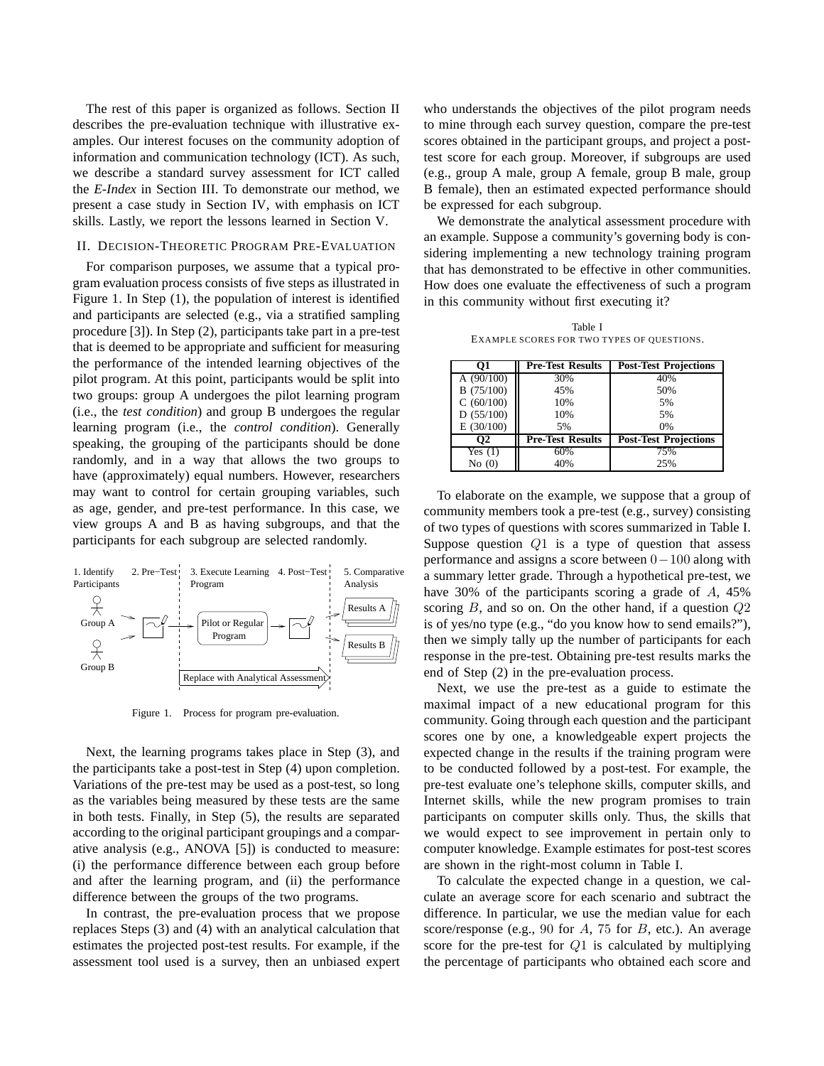The rest of this paper is organized as follows. Section II describes the pre-evaluation technique with illustrative examples. Our interest focuses on the community adoption of information and communication technology (ICT). As such, we describe a standard survey assessment for ICT called the *E-Index* in Section III. To demonstrate our method, we present a case study in Section IV, with emphasis on ICT skills. Lastly, we report the lessons learned in Section V.

## II. Decision-Theoretic Program Pre-Evaluation

For comparison purposes, we assume that a typical program evaluation process consists of five steps as illustrated in Figure 1. In Step (1), the population of interest is identified and participants are selected (e.g., via a stratified sampling procedure [3]). In Step (2), participants take part in a pre-test that is deemed to be appropriate and sufficient for measuring the performance of the intended learning objectives of the pilot program. At this point, participants would be split into two groups: group A undergoes the pilot learning program (i.e., the *test condition*) and group B undergoes the regular learning program (i.e., the *control condition*). Generally speaking, the grouping of the participants should be done randomly, and in a way that allows the two groups to have (approximately) equal numbers. However, researchers may want to control for certain grouping variables, such as age, gender, and pre-test performance. In this case, we view groups A and B as having subgroups, and that the participants for each subgroup are selected randomly.

1. Identify Participants | 2. Pre−Test | 3. Execute Learning Program | 4. Post−Test | 5. Comparative Analysis

Group A, Group B, Pilot or Regular Program, Results A, Results B, Replace with Analytical Assessment

Figure 1. Process for program pre-evaluation.

Next, the learning programs takes place in Step (3), and the participants take a post-test in Step (4) upon completion. Variations of the pre-test may be used as a post-test, so long as the variables being measured by these tests are the same in both tests. Finally, in Step (5), the results are separated according to the original participant groupings and a comparative analysis (e.g., ANOVA [5]) is conducted to measure: (i) the performance difference between each group before and after the learning program, and (ii) the performance difference between the groups of the two programs.

In contrast, the pre-evaluation process that we propose replaces Steps (3) and (4) with an analytical calculation that estimates the projected post-test results. For example, if the assessment tool used is a survey, then an unbiased expert who understands the objectives of the pilot program needs to mine through each survey question, compare the pre-test scores obtained in the participant groups, and project a post-test score for each group. Moreover, if subgroups are used (e.g., group A male, group A female, group B male, group B female), then an estimated expected performance should be expressed for each subgroup.

We demonstrate the analytical assessment procedure with an example. Suppose a community's governing body is considering implementing a new technology training program that has demonstrated to be effective in other communities. How does one evaluate the effectiveness of such a program in this community without first executing it?

Table I

Example scores for two types of questions.

| Q1 | Pre-Test Results | Post-Test Projections |
|---|---|---|
| A (90/100) | 30% | 40% |
| B (75/100) | 45% | 50% |
| C (60/100) | 10% | 5% |
| D (55/100) | 10% | 5% |
| E (30/100) | 5% | 0% |
| **Q2** | **Pre-Test Results** | **Post-Test Projections** |
| Yes (1) | 60% | 75% |
| No (0) | 40% | 25% |

To elaborate on the example, we suppose that a group of community members took a pre-test (e.g., survey) consisting of two types of questions with scores summarized in Table I. Suppose question $Q1$ is a type of question that assess performance and assigns a score between $0-100$ along with a summary letter grade. Through a hypothetical pre-test, we have 30% of the participants scoring a grade of $A$, 45% scoring $B$, and so on. On the other hand, if a question $Q2$ is of yes/no type (e.g., "do you know how to send emails?"), then we simply tally up the number of participants for each response in the pre-test. Obtaining pre-test results marks the end of Step (2) in the pre-evaluation process.

Next, we use the pre-test as a guide to estimate the maximal impact of a new educational program for this community. Going through each question and the participant scores one by one, a knowledgeable expert projects the expected change in the results if the training program were to be conducted followed by a post-test. For example, the pre-test evaluate one's telephone skills, computer skills, and Internet skills, while the new program promises to train participants on computer skills only. Thus, the skills that we would expect to see improvement in pertain only to computer knowledge. Example estimates for post-test scores are shown in the right-most column in Table I.

To calculate the expected change in a question, we calculate an average score for each scenario and subtract the difference. In particular, we use the median value for each score/response (e.g., $90$ for $A$, $75$ for $B$, etc.). An average score for the pre-test for $Q1$ is calculated by multiplying the percentage of participants who obtained each score and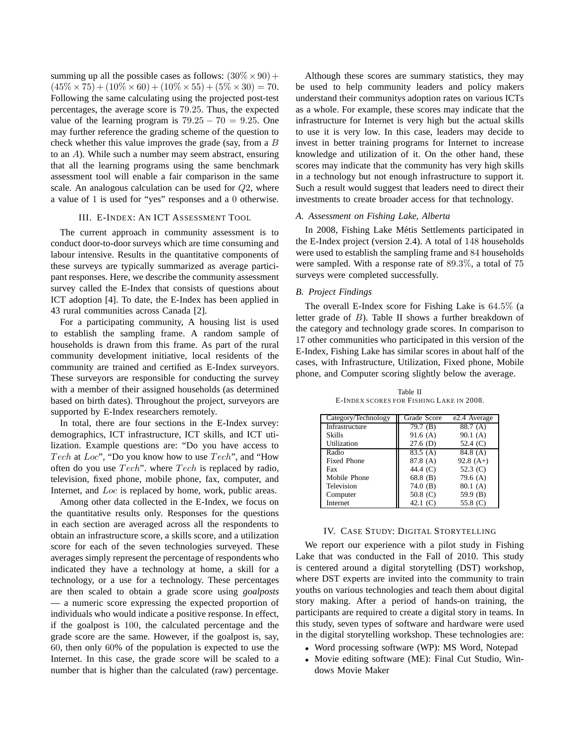summing up all the possible cases as follows: $(30\% \times 90) + (45\% \times 75) + (10\% \times 60) + (10\% \times 55) + (5\% \times 30) = 70$. Following the same calculating using the projected post-test percentages, the average score is $79.25$. Thus, the expected value of the learning program is $79.25 - 70 = 9.25$. One may further reference the grading scheme of the question to check whether this value improves the grade (say, from a $B$ to an $A$). While such a number may seem abstract, ensuring that all the learning programs using the same benchmark assessment tool will enable a fair comparison in the same scale. An analogous calculation can be used for $Q2$, where a value of $1$ is used for "yes" responses and a $0$ otherwise.

## III. E-Index: An ICT Assessment Tool

The current approach in community assessment is to conduct door-to-door surveys which are time consuming and labour intensive. Results in the quantitative components of these surveys are typically summarized as average participant responses. Here, we describe the community assessment survey called the E-Index that consists of questions about ICT adoption [4]. To date, the E-Index has been applied in 43 rural communities across Canada [2].

For a participating community, A housing list is used to establish the sampling frame. A random sample of households is drawn from this frame. As part of the rural community development initiative, local residents of the community are trained and certified as E-Index surveyors. These surveyors are responsible for conducting the survey with a member of their assigned households (as determined based on birth dates). Throughout the project, surveyors are supported by E-Index researchers remotely.

In total, there are four sections in the E-Index survey: demographics, ICT infrastructure, ICT skills, and ICT utilization. Example questions are: "Do you have access to $Tech$ at $Loc$", "Do you know how to use $Tech$", and "How often do you use $Tech$". where $Tech$ is replaced by radio, television, fixed phone, mobile phone, fax, computer, and Internet, and $Loc$ is replaced by home, work, public areas.

Among other data collected in the E-Index, we focus on the quantitative results only. Responses for the questions in each section are averaged across all the respondents to obtain an infrastructure score, a skills score, and a utilization score for each of the seven technologies surveyed. These averages simply represent the percentage of respondents who indicated they have a technology at home, a skill for a technology, or a use for a technology. These percentages are then scaled to obtain a grade score using *goalposts* — a numeric score expressing the expected proportion of individuals who would indicate a positive response. In effect, if the goalpost is $100$, the calculated percentage and the grade score are the same. However, if the goalpost is, say, $60$, then only $60$% of the population is expected to use the Internet. In this case, the grade score will be scaled to a number that is higher than the calculated (raw) percentage.

Although these scores are summary statistics, they may be used to help community leaders and policy makers understand their communitys adoption rates on various ICTs as a whole. For example, these scores may indicate that the infrastructure for Internet is very high but the actual skills to use it is very low. In this case, leaders may decide to invest in better training programs for Internet to increase knowledge and utilization of it. On the other hand, these scores may indicate that the community has very high skills in a technology but not enough infrastructure to support it. Such a result would suggest that leaders need to direct their investments to create broader access for that technology.

### A. Assessment on Fishing Lake, Alberta

In 2008, Fishing Lake Métis Settlements participated in the E-Index project (version 2.4). A total of $148$ households were used to establish the sampling frame and $84$ households were sampled. With a response rate of $89.3\%$, a total of $75$ surveys were completed successfully.

### B. Project Findings

The overall E-Index score for Fishing Lake is $64.5\%$ (a letter grade of $B$). Table II shows a further breakdown of the category and technology grade scores. In comparison to $17$ other communities who participated in this version of the E-Index, Fishing Lake has similar scores in about half of the cases, with Infrastructure, Utilization, Fixed phone, Mobile phone, and Computer scoring slightly below the average.

Table II
E-Index scores for Fishing Lake in 2008.

| Category/Technology | Grade Score | e2.4 Average |
|---|---|---|
| Infrastructure | 79.7 (B) | 88.7 (A) |
| Skills | 91.6 (A) | 90.1 (A) |
| Utilization | 27.6 (D) | 52.4 (C) |
| Radio | 83.5 (A) | 84.8 (A) |
| Fixed Phone | 87.8 (A) | 92.8 (A+) |
| Fax | 44.4 (C) | 52.3 (C) |
| Mobile Phone | 68.8 (B) | 79.6 (A) |
| Television | 74.0 (B) | 80.1 (A) |
| Computer | 50.8 (C) | 59.9 (B) |
| Internet | 42.1 (C) | 55.8 (C) |

## IV. Case Study: Digital Storytelling

We report our experience with a pilot study in Fishing Lake that was conducted in the Fall of 2010. This study is centered around a digital storytelling (DST) workshop, where DST experts are invited into the community to train youths on various technologies and teach them about digital story making. After a period of hands-on training, the participants are required to create a digital story in teams. In this study, seven types of software and hardware were used in the digital storytelling workshop. These technologies are:

- Word processing software (WP): MS Word, Notepad
- Movie editing software (ME): Final Cut Studio, Windows Movie Maker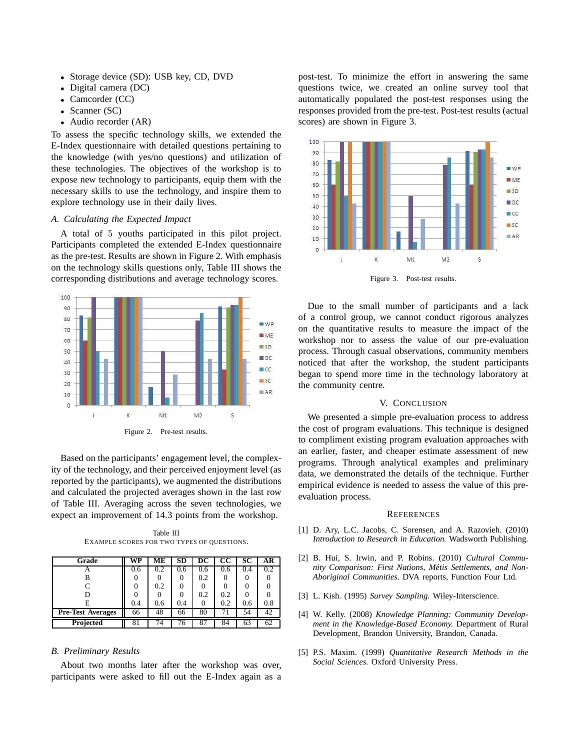- Storage device (SD): USB key, CD, DVD
- Digital camera (DC)
- Camcorder (CC)
- Scanner (SC)
- Audio recorder (AR)

To assess the specific technology skills, we extended the E-Index questionnaire with detailed questions pertaining to the knowledge (with yes/no questions) and utilization of these technologies. The objectives of the workshop is to expose new technology to participants, equip them with the necessary skills to use the technology, and inspire them to explore technology use in their daily lives.

### A. Calculating the Expected Impact

A total of 5 youths participated in this pilot project. Participants completed the extended E-Index questionnaire as the pre-test. Results are shown in Figure 2. With emphasis on the technology skills questions only, Table III shows the corresponding distributions and average technology scores.

100
90
80
70
60
50
40
30
20
10
0
J K M1 M2 S
WP ME SD DC CC SC AR

Figure 2. Pre-test results.

Based on the participants' engagement level, the complexity of the technology, and their perceived enjoyment level (as reported by the participants), we augmented the distributions and calculated the projected averages shown in the last row of Table III. Averaging across the seven technologies, we expect an improvement of 14.3 points from the workshop.

Table III
EXAMPLE SCORES FOR TWO TYPES OF QUESTIONS.

| Grade | WP | ME | SD | DC | CC | SC | AR |
|---|---|---|---|---|---|---|---|
| A | 0.6 | 0.2 | 0.6 | 0.6 | 0.6 | 0.4 | 0.2 |
| B | 0 | 0 | 0 | 0.2 | 0 | 0 | 0 |
| C | 0 | 0.2 | 0 | 0 | 0 | 0 | 0 |
| D | 0 | 0 | 0 | 0.2 | 0.2 | 0 | 0 |
| E | 0.4 | 0.6 | 0.4 | 0 | 0.2 | 0.6 | 0.8 |
| **Pre-Test Averages** | 66 | 48 | 66 | 80 | 71 | 54 | 42 |
| **Projected** | 81 | 74 | 76 | 87 | 84 | 63 | 62 |

### B. Preliminary Results

About two months later after the workshop was over, participants were asked to fill out the E-Index again as a post-test. To minimize the effort in answering the same questions twice, we created an online survey tool that automatically populated the post-test responses using the responses provided from the pre-test. Post-test results (actual scores) are shown in Figure 3.

100
90
80
70
60
50
40
30
20
10
0
J K M1 M2 S
WP ME SD DC CC SC AR

Figure 3. Post-test results.

Due to the small number of participants and a lack of a control group, we cannot conduct rigorous analyzes on the quantitative results to measure the impact of the workshop nor to assess the value of our pre-evaluation process. Through casual observations, community members noticed that after the workshop, the student participants began to spend more time in the technology laboratory at the community centre.

## V. Conclusion

We presented a simple pre-evaluation process to address the cost of program evaluations. This technique is designed to compliment existing program evaluation approaches with an earlier, faster, and cheaper estimate assessment of new programs. Through analytical examples and preliminary data, we demonstrated the details of the technique. Further empirical evidence is needed to assess the value of this pre-evaluation process.

## References

[1] D. Ary, L.C. Jacobs, C. Sorensen, and A. Razovieh. (2010) *Introduction to Research in Education.* Wadsworth Publishing.

[2] B. Hui, S. Irwin, and P. Robins. (2010) *Cultural Community Comparison: First Nations, Métis Settlements, and Non-Aboriginal Communities.* DVA reports, Function Four Ltd.

[3] L. Kish. (1995) *Survey Sampling.* Wiley-Interscience.

[4] W. Kelly. (2008) *Knowledge Planning: Community Development in the Knowledge-Based Economy.* Department of Rural Development, Brandon University, Brandon, Canada.

[5] P.S. Maxim. (1999) *Quantitative Research Methods in the Social Sciences.* Oxford University Press.